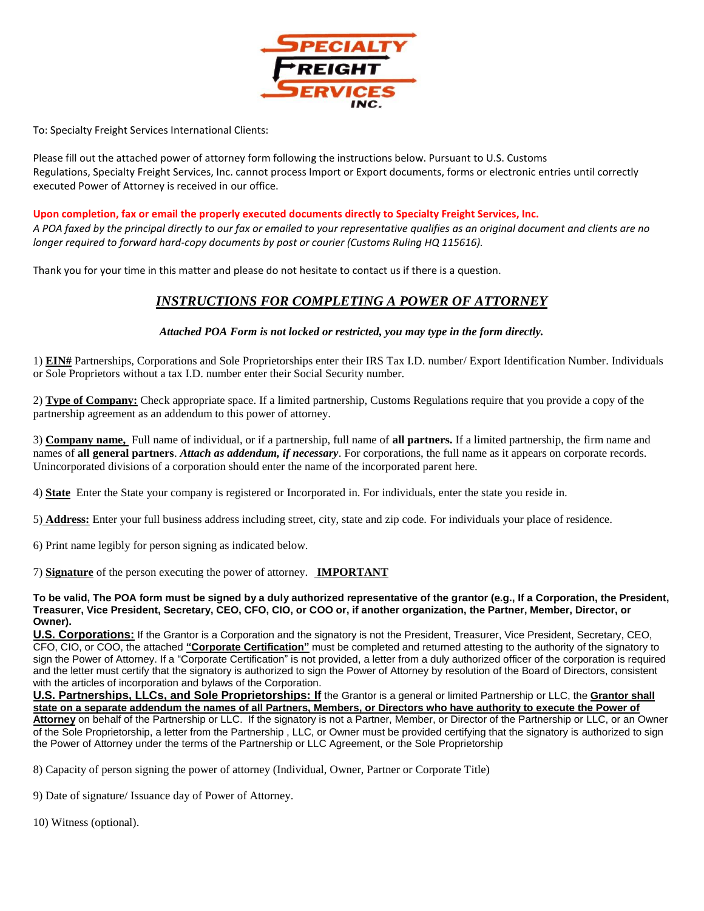**SPECIALTY FREIGHT SERVICES INC.**

To: Specialty Freight Services International Clients:

Please fill out the attached power of attorney form following the instructions below. Pursuant to U.S. Customs Regulations, Specialty Freight Services, Inc. cannot process Import or Export documents, forms or electronic entries until correctly executed Power of Attorney is received in our office.

**Upon completion, fax or email the properly executed documents directly to Specialty Freight Services, Inc.**
*A POA faxed by the principal directly to our fax or emailed to your representative qualifies as an original document and clients are no longer required to forward hard-copy documents by post or courier (Customs Ruling HQ 115616).*

Thank you for your time in this matter and please do not hesitate to contact us if there is a question.

## *INSTRUCTIONS FOR COMPLETING A POWER OF ATTORNEY*

***Attached POA Form is not locked or restricted, you may type in the form directly.***

1) **EIN#** Partnerships, Corporations and Sole Proprietorships enter their IRS Tax I.D. number/ Export Identification Number. Individuals or Sole Proprietors without a tax I.D. number enter their Social Security number.

2) **Type of Company:** Check appropriate space. If a limited partnership, Customs Regulations require that you provide a copy of the partnership agreement as an addendum to this power of attorney.

3) **Company name,** Full name of individual, or if a partnership, full name of **all partners.** If a limited partnership, the firm name and names of **all general partners**. ***Attach as addendum, if necessary***. For corporations, the full name as it appears on corporate records. Unincorporated divisions of a corporation should enter the name of the incorporated parent here.

4) **State** Enter the State your company is registered or Incorporated in. For individuals, enter the state you reside in.

5) **Address:** Enter your full business address including street, city, state and zip code. For individuals your place of residence.

6) Print name legibly for person signing as indicated below.

7) **Signature** of the person executing the power of attorney. **IMPORTANT**

**To be valid, The POA form must be signed by a duly authorized representative of the grantor (e.g., If a Corporation, the President, Treasurer, Vice President, Secretary, CEO, CFO, CIO, or COO or, if another organization, the Partner, Member, Director, or Owner).**

**U.S. Corporations:** If the Grantor is a Corporation and the signatory is not the President, Treasurer, Vice President, Secretary, CEO, CFO, CIO, or COO, the attached **"Corporate Certification"** must be completed and returned attesting to the authority of the signatory to sign the Power of Attorney. If a "Corporate Certification" is not provided, a letter from a duly authorized officer of the corporation is required and the letter must certify that the signatory is authorized to sign the Power of Attorney by resolution of the Board of Directors, consistent with the articles of incorporation and bylaws of the Corporation.

**U.S. Partnerships, LLCs, and Sole Proprietorships: If** the Grantor is a general or limited Partnership or LLC, the **Grantor shall state on a separate addendum the names of all Partners, Members, or Directors who have authority to execute the Power of Attorney** on behalf of the Partnership or LLC. If the signatory is not a Partner, Member, or Director of the Partnership or LLC, or an Owner of the Sole Proprietorship, a letter from the Partnership , LLC, or Owner must be provided certifying that the signatory is authorized to sign the Power of Attorney under the terms of the Partnership or LLC Agreement, or the Sole Proprietorship

8) Capacity of person signing the power of attorney (Individual, Owner, Partner or Corporate Title)

9) Date of signature/ Issuance day of Power of Attorney.

10) Witness (optional).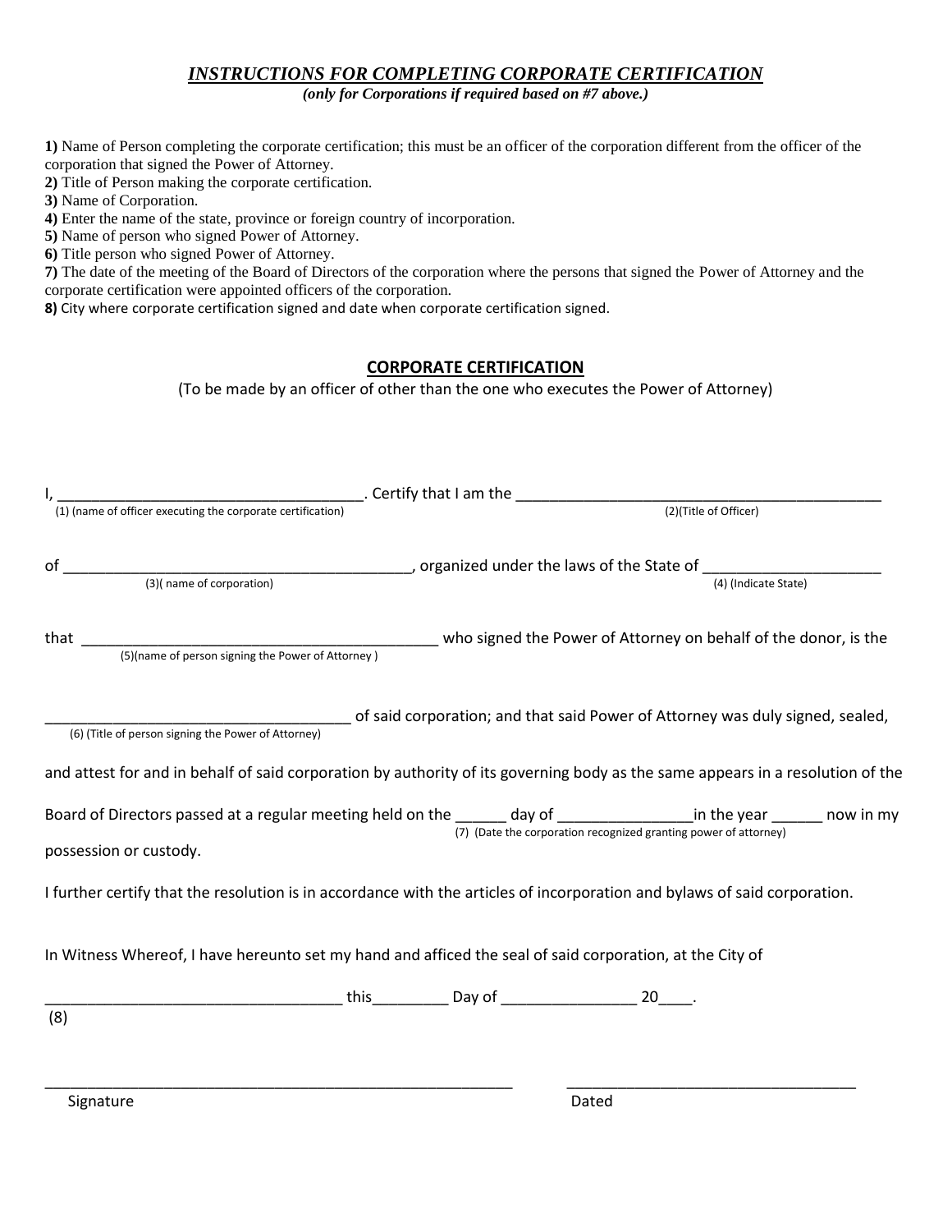## *INSTRUCTIONS FOR COMPLETING CORPORATE CERTIFICATION*

***(only for Corporations if required based on #7 above.)***

**1)** Name of Person completing the corporate certification; this must be an officer of the corporation different from the officer of the corporation that signed the Power of Attorney.
**2)** Title of Person making the corporate certification.
**3)** Name of Corporation.
**4)** Enter the name of the state, province or foreign country of incorporation.
**5)** Name of person who signed Power of Attorney.
**6)** Title person who signed Power of Attorney.
**7)** The date of the meeting of the Board of Directors of the corporation where the persons that signed the Power of Attorney and the corporate certification were appointed officers of the corporation.
**8)** City where corporate certification signed and date when corporate certification signed.

## CORPORATE CERTIFICATION

(To be made by an officer of other than the one who executes the Power of Attorney)

I, ____________________________________. Certify that I am the ____________________________________________
(1) (name of officer executing the corporate certification) (2)(Title of Officer)

of _________________________________________, organized under the laws of the State of ____________________
(3)( name of corporation) (4) (Indicate State)

that ___________________________________________ who signed the Power of Attorney on behalf of the donor, is the
(5)(name of person signing the Power of Attorney )

___________________________________ of said corporation; and that said Power of Attorney was duly signed, sealed,
(6) (Title of person signing the Power of Attorney)

and attest for and in behalf of said corporation by authority of its governing body as the same appears in a resolution of the

Board of Directors passed at a regular meeting held on the ______ day of ________________in the year ______ now in my
(7) (Date the corporation recognized granting power of attorney)

possession or custody.

I further certify that the resolution is in accordance with the articles of incorporation and bylaws of said corporation.

In Witness Whereof, I have hereunto set my hand and afficed the seal of said corporation, at the City of

__________________________________ this_________ Day of ________________ 20____.
(8)

________________________________________________________ __________________________________
Signature Dated